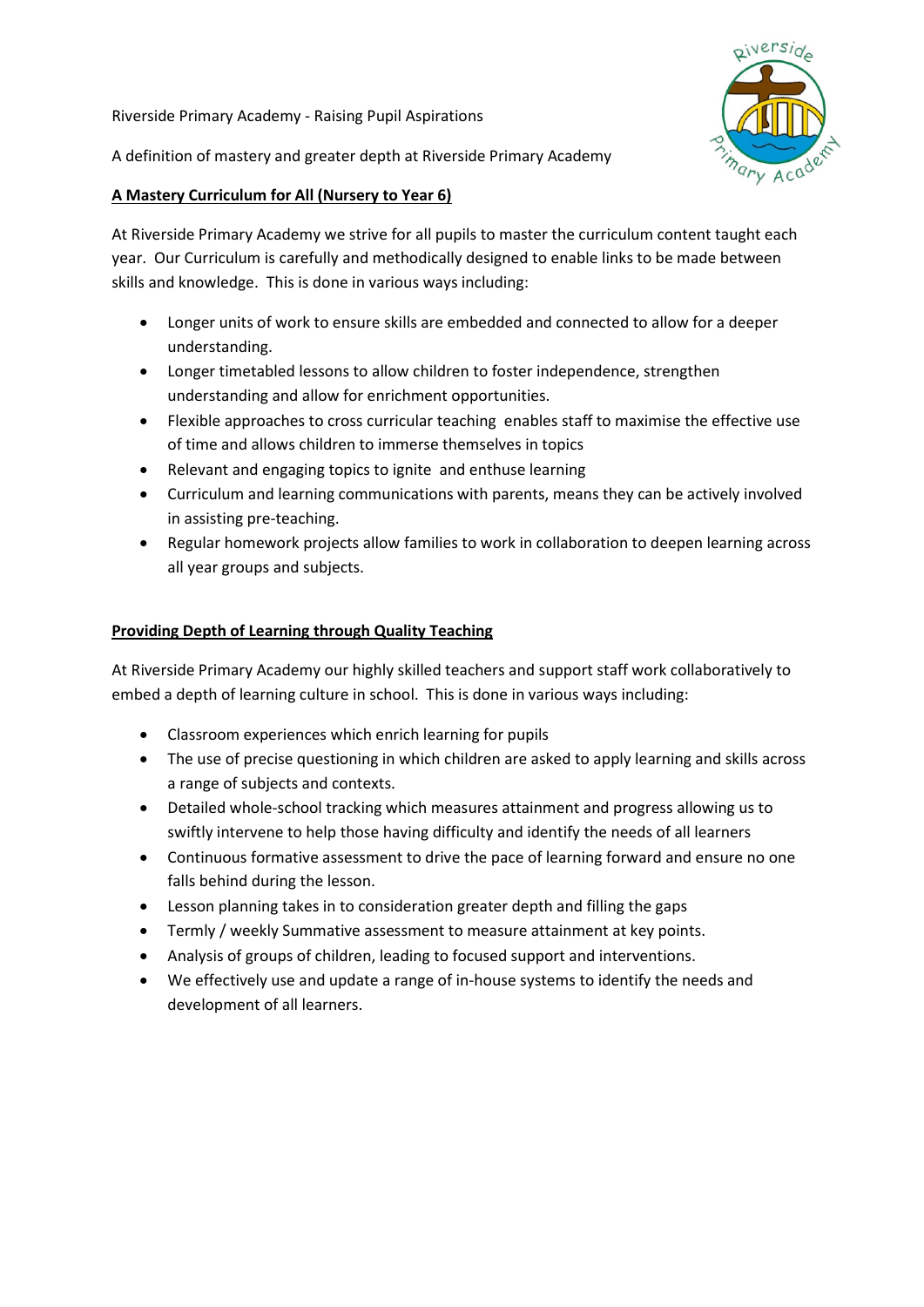Riverside Primary Academy - Raising Pupil Aspirations

A definition of mastery and greater depth at Riverside Primary Academy

## A Mastery Curriculum for All (Nursery to Year 6)

At Riverside Primary Academy we strive for all pupils to master the curriculum content taught each year. Our Curriculum is carefully and methodically designed to enable links to be made between skills and knowledge. This is done in various ways including:

- Longer units of work to ensure skills are embedded and connected to allow for a deeper understanding.
- Longer timetabled lessons to allow children to foster independence, strengthen understanding and allow for enrichment opportunities.
- Flexible approaches to cross curricular teaching enables staff to maximise the effective use of time and allows children to immerse themselves in topics
- Relevant and engaging topics to ignite and enthuse learning
- Curriculum and learning communications with parents, means they can be actively involved in assisting pre-teaching.
- Regular homework projects allow families to work in collaboration to deepen learning across all year groups and subjects.

## Providing Depth of Learning through Quality Teaching

At Riverside Primary Academy our highly skilled teachers and support staff work collaboratively to embed a depth of learning culture in school. This is done in various ways including:

- Classroom experiences which enrich learning for pupils
- The use of precise questioning in which children are asked to apply learning and skills across a range of subjects and contexts.
- Detailed whole-school tracking which measures attainment and progress allowing us to swiftly intervene to help those having difficulty and identify the needs of all learners
- Continuous formative assessment to drive the pace of learning forward and ensure no one falls behind during the lesson.
- Lesson planning takes in to consideration greater depth and filling the gaps
- Termly / weekly Summative assessment to measure attainment at key points.
- Analysis of groups of children, leading to focused support and interventions.
- We effectively use and update a range of in-house systems to identify the needs and development of all learners.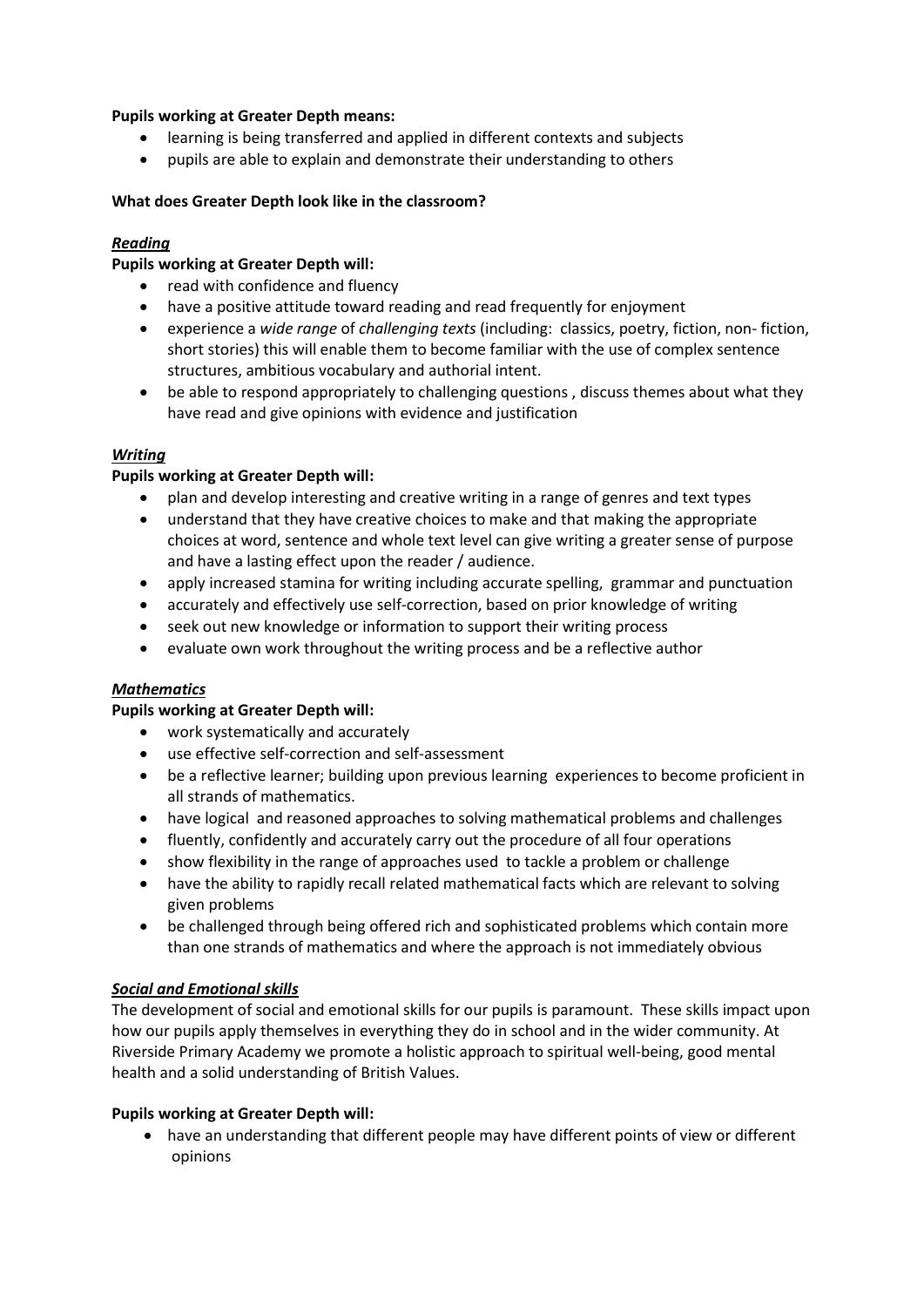**Pupils working at Greater Depth means:**

- learning is being transferred and applied in different contexts and subjects
- pupils are able to explain and demonstrate their understanding to others

**What does Greater Depth look like in the classroom?**

***Reading***

**Pupils working at Greater Depth will:**

- read with confidence and fluency
- have a positive attitude toward reading and read frequently for enjoyment
- experience a *wide range* of *challenging texts* (including: classics, poetry, fiction, non- fiction, short stories) this will enable them to become familiar with the use of complex sentence structures, ambitious vocabulary and authorial intent.
- be able to respond appropriately to challenging questions , discuss themes about what they have read and give opinions with evidence and justification

***Writing***

**Pupils working at Greater Depth will:**

- plan and develop interesting and creative writing in a range of genres and text types
- understand that they have creative choices to make and that making the appropriate choices at word, sentence and whole text level can give writing a greater sense of purpose and have a lasting effect upon the reader / audience.
- apply increased stamina for writing including accurate spelling, grammar and punctuation
- accurately and effectively use self-correction, based on prior knowledge of writing
- seek out new knowledge or information to support their writing process
- evaluate own work throughout the writing process and be a reflective author

***Mathematics***

**Pupils working at Greater Depth will:**

- work systematically and accurately
- use effective self-correction and self-assessment
- be a reflective learner; building upon previous learning experiences to become proficient in all strands of mathematics.
- have logical and reasoned approaches to solving mathematical problems and challenges
- fluently, confidently and accurately carry out the procedure of all four operations
- show flexibility in the range of approaches used to tackle a problem or challenge
- have the ability to rapidly recall related mathematical facts which are relevant to solving given problems
- be challenged through being offered rich and sophisticated problems which contain more than one strands of mathematics and where the approach is not immediately obvious

***Social and Emotional skills***

The development of social and emotional skills for our pupils is paramount. These skills impact upon how our pupils apply themselves in everything they do in school and in the wider community. At Riverside Primary Academy we promote a holistic approach to spiritual well-being, good mental health and a solid understanding of British Values.

**Pupils working at Greater Depth will:**

- have an understanding that different people may have different points of view or different opinions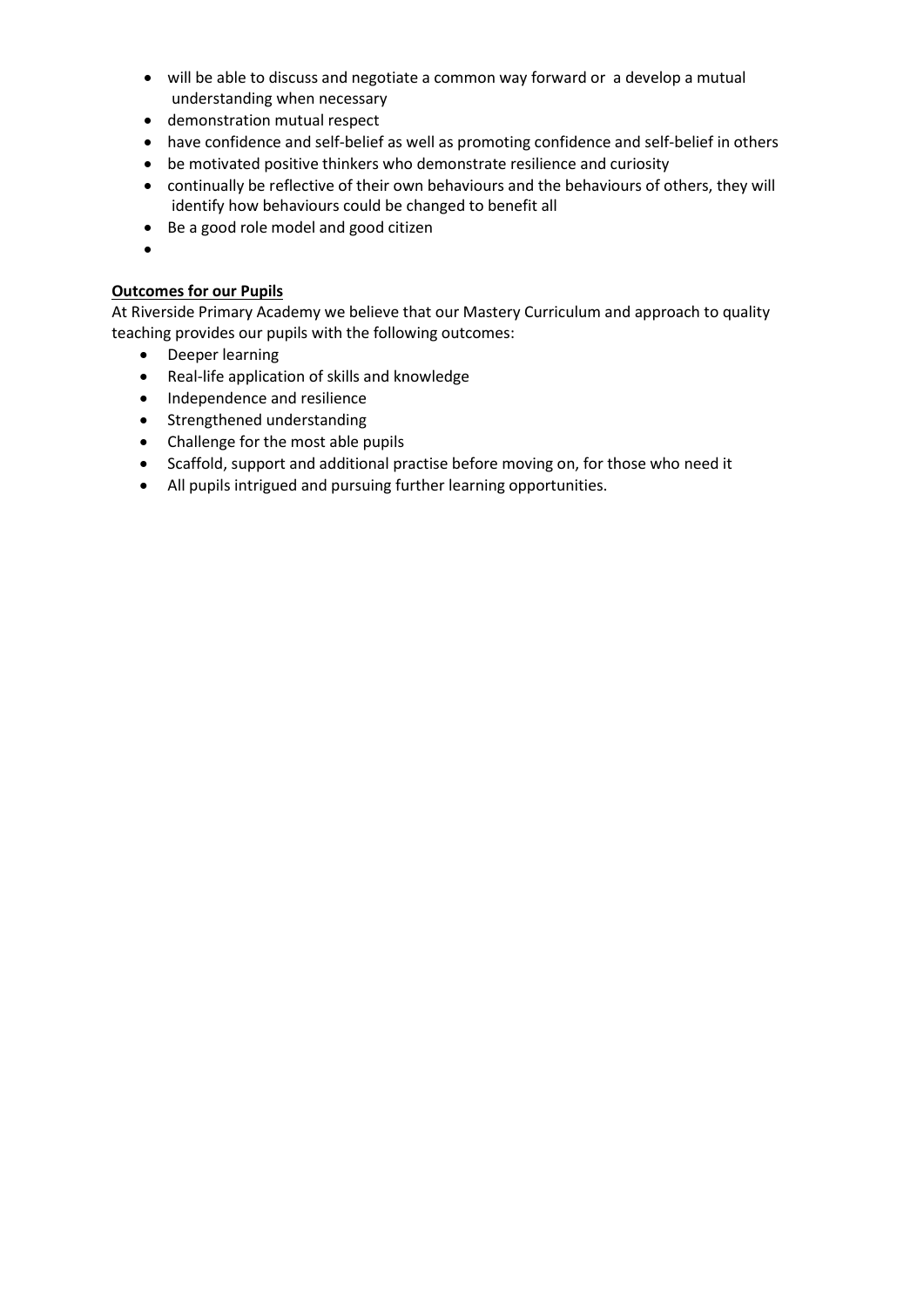- will be able to discuss and negotiate a common way forward or a develop a mutual understanding when necessary
- demonstration mutual respect
- have confidence and self-belief as well as promoting confidence and self-belief in others
- be motivated positive thinkers who demonstrate resilience and curiosity
- continually be reflective of their own behaviours and the behaviours of others, they will identify how behaviours could be changed to benefit all
- Be a good role model and good citizen
- 

**Outcomes for our Pupils**

At Riverside Primary Academy we believe that our Mastery Curriculum and approach to quality teaching provides our pupils with the following outcomes:

- Deeper learning
- Real-life application of skills and knowledge
- Independence and resilience
- Strengthened understanding
- Challenge for the most able pupils
- Scaffold, support and additional practise before moving on, for those who need it
- All pupils intrigued and pursuing further learning opportunities.